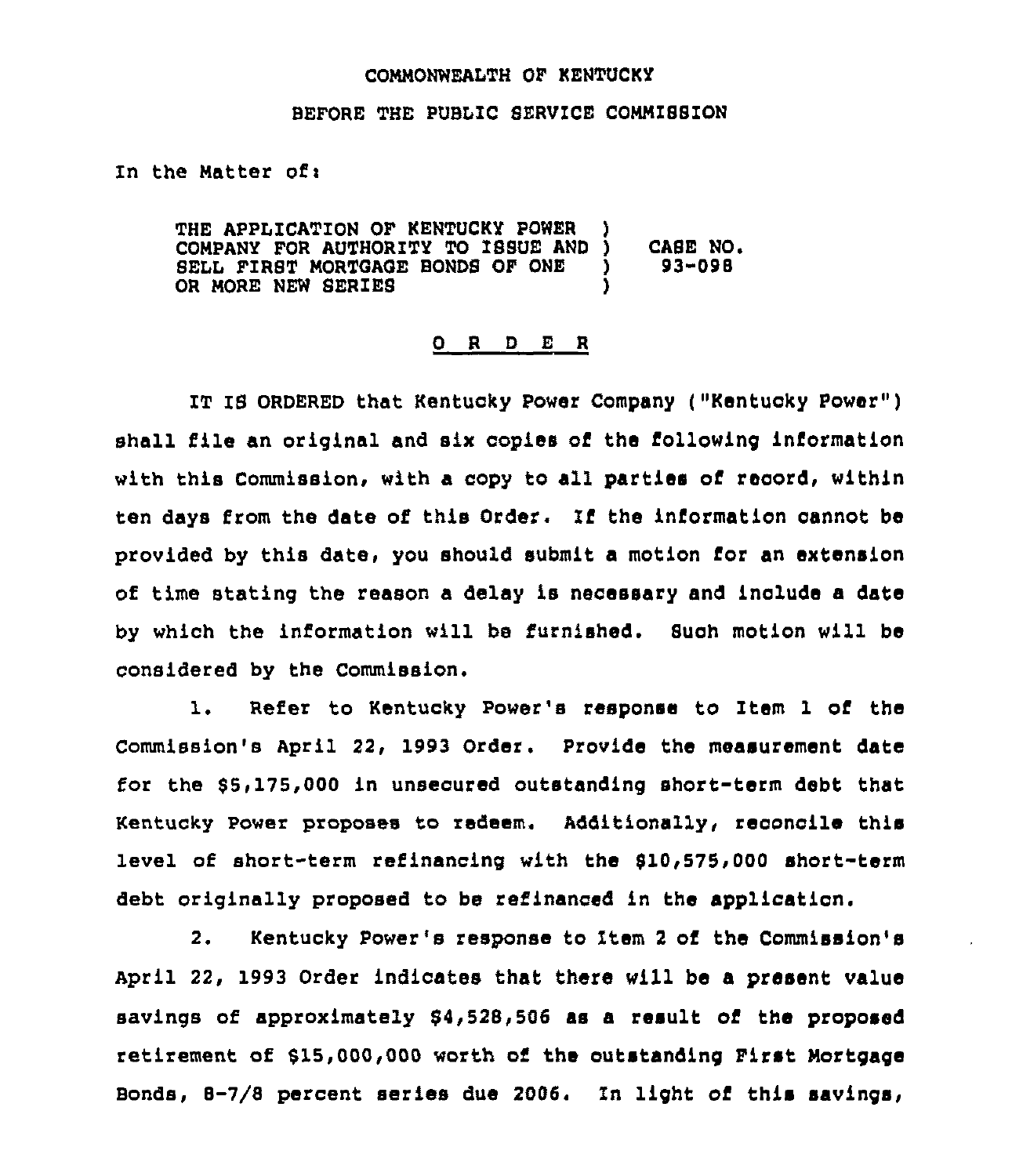COMMONWEALTH OF KENTUCKY

BEFORE THE PUBLIC SERVICE COMMISSION

In the Matter of:

| | | |
|---|---|---|
| THE APPLICATION OF KENTUCKY POWER COMPANY FOR AUTHORITY TO ISSUE AND SELL FIRST MORTGAGE BONDS OF ONE OR MORE NEW SERIES | ) ) ) ) | CASE NO. 93-098 |

<u>O R D E R</u>

IT IS ORDERED that Kentucky Power Company ("Kentucky Power") shall file an original and six copies of the following information with this Commission, with a copy to all parties of record, within ten days from the date of this Order. If the information cannot be provided by this date, you should submit a motion for an extension of time stating the reason a delay is necessary and include a date by which the information will be furnished. Such motion will be considered by the Commission.

1. Refer to Kentucky Power's response to Item 1 of the Commission's April 22, 1993 Order. Provide the measurement date for the $5,175,000 in unsecured outstanding short-term debt that Kentucky Power proposes to redeem. Additionally, reconcile this level of short-term refinancing with the $10,575,000 short-term debt originally proposed to be refinanced in the application.

2. Kentucky Power's response to Item 2 of the Commission's April 22, 1993 Order indicates that there will be a present value savings of approximately $4,528,506 as a result of the proposed retirement of $15,000,000 worth of the outstanding First Mortgage Bonds, 8-7/8 percent series due 2006. In light of this savings,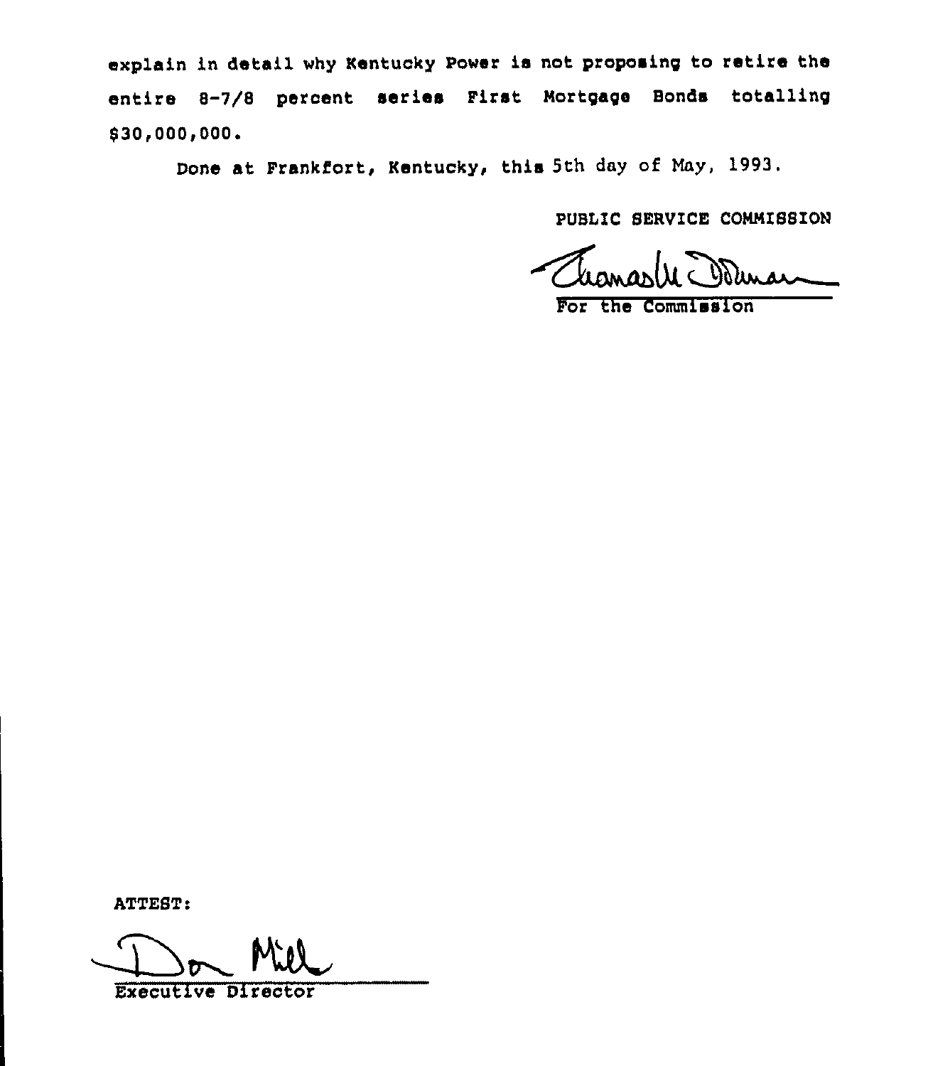explain in detail why Kentucky Power is not proposing to retire the entire 8-7/8 percent series First Mortgage Bonds totalling $30,000,000.

Done at Frankfort, Kentucky, this 5th day of May, 1993.

PUBLIC SERVICE COMMISSION

For the Commission

ATTEST:

Executive Director